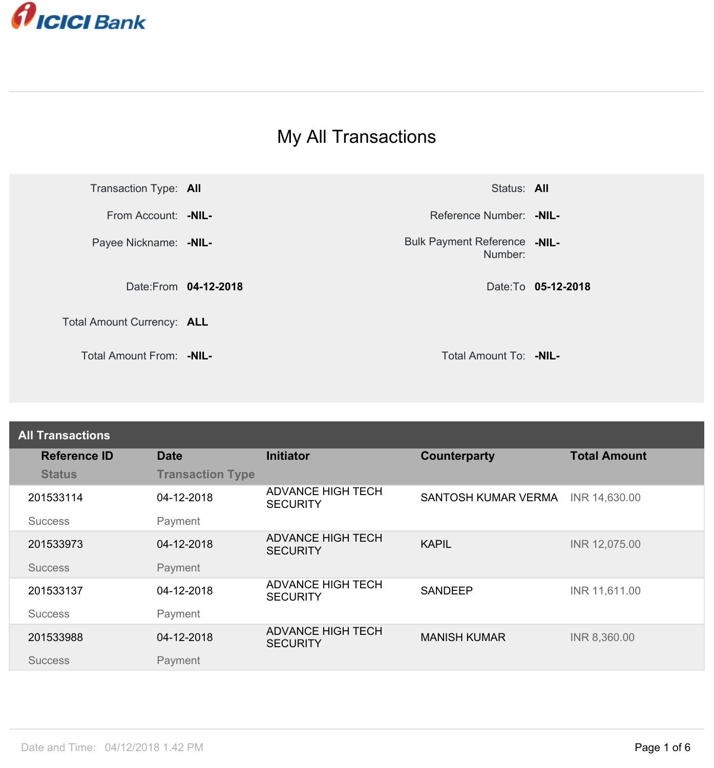ICICI Bank

# My All Transactions

| | | | |
|---|---|---|---|
| Transaction Type: | **All** | Status: | **All** |
| From Account: | **-NIL-** | Reference Number: | **-NIL-** |
| Payee Nickname: | **-NIL-** | Bulk Payment Reference Number: | **-NIL-** |
| Date:From | **04-12-2018** | Date:To | **05-12-2018** |
| Total Amount Currency: | **ALL** | | |
| Total Amount From: | **-NIL-** | Total Amount To: | **-NIL-** |

## All Transactions

| Reference ID / Status | Date / Transaction Type | Initiator | Counterparty | Total Amount |
|---|---|---|---|---|
| 201533114<br>Success | 04-12-2018<br>Payment | ADVANCE HIGH TECH SECURITY | SANTOSH KUMAR VERMA | INR 14,630.00 |
| 201533973<br>Success | 04-12-2018<br>Payment | ADVANCE HIGH TECH SECURITY | KAPIL | INR 12,075.00 |
| 201533137<br>Success | 04-12-2018<br>Payment | ADVANCE HIGH TECH SECURITY | SANDEEP | INR 11,611.00 |
| 201533988<br>Success | 04-12-2018<br>Payment | ADVANCE HIGH TECH SECURITY | MANISH KUMAR | INR 8,360.00 |

Date and Time: 04/12/2018 1.42 PM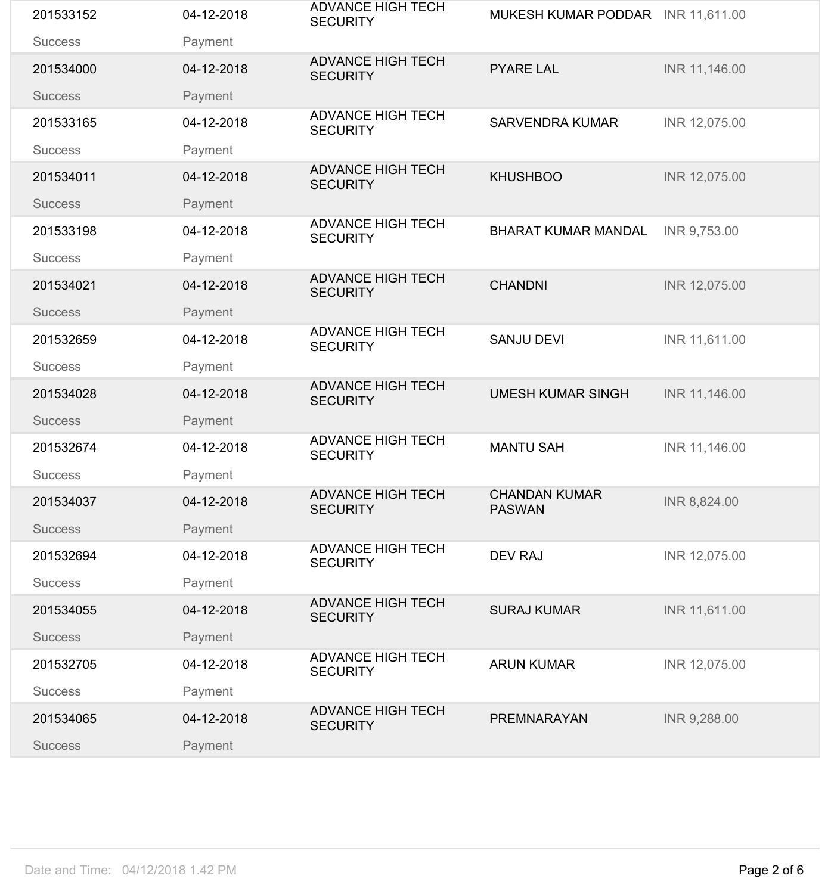| | | | | |
|---|---|---|---|---|
| 201533152<br>Success | 04-12-2018<br>Payment | ADVANCE HIGH TECH SECURITY | MUKESH KUMAR PODDAR | INR 11,611.00 |
| 201534000<br>Success | 04-12-2018<br>Payment | ADVANCE HIGH TECH SECURITY | PYARE LAL | INR 11,146.00 |
| 201533165<br>Success | 04-12-2018<br>Payment | ADVANCE HIGH TECH SECURITY | SARVENDRA KUMAR | INR 12,075.00 |
| 201534011<br>Success | 04-12-2018<br>Payment | ADVANCE HIGH TECH SECURITY | KHUSHBOO | INR 12,075.00 |
| 201533198<br>Success | 04-12-2018<br>Payment | ADVANCE HIGH TECH SECURITY | BHARAT KUMAR MANDAL | INR 9,753.00 |
| 201534021<br>Success | 04-12-2018<br>Payment | ADVANCE HIGH TECH SECURITY | CHANDNI | INR 12,075.00 |
| 201532659<br>Success | 04-12-2018<br>Payment | ADVANCE HIGH TECH SECURITY | SANJU DEVI | INR 11,611.00 |
| 201534028<br>Success | 04-12-2018<br>Payment | ADVANCE HIGH TECH SECURITY | UMESH KUMAR SINGH | INR 11,146.00 |
| 201532674<br>Success | 04-12-2018<br>Payment | ADVANCE HIGH TECH SECURITY | MANTU SAH | INR 11,146.00 |
| 201534037<br>Success | 04-12-2018<br>Payment | ADVANCE HIGH TECH SECURITY | CHANDAN KUMAR PASWAN | INR 8,824.00 |
| 201532694<br>Success | 04-12-2018<br>Payment | ADVANCE HIGH TECH SECURITY | DEV RAJ | INR 12,075.00 |
| 201534055<br>Success | 04-12-2018<br>Payment | ADVANCE HIGH TECH SECURITY | SURAJ KUMAR | INR 11,611.00 |
| 201532705<br>Success | 04-12-2018<br>Payment | ADVANCE HIGH TECH SECURITY | ARUN KUMAR | INR 12,075.00 |
| 201534065<br>Success | 04-12-2018<br>Payment | ADVANCE HIGH TECH SECURITY | PREMNARAYAN | INR 9,288.00 |

Date and Time: 04/12/2018 1.42 PM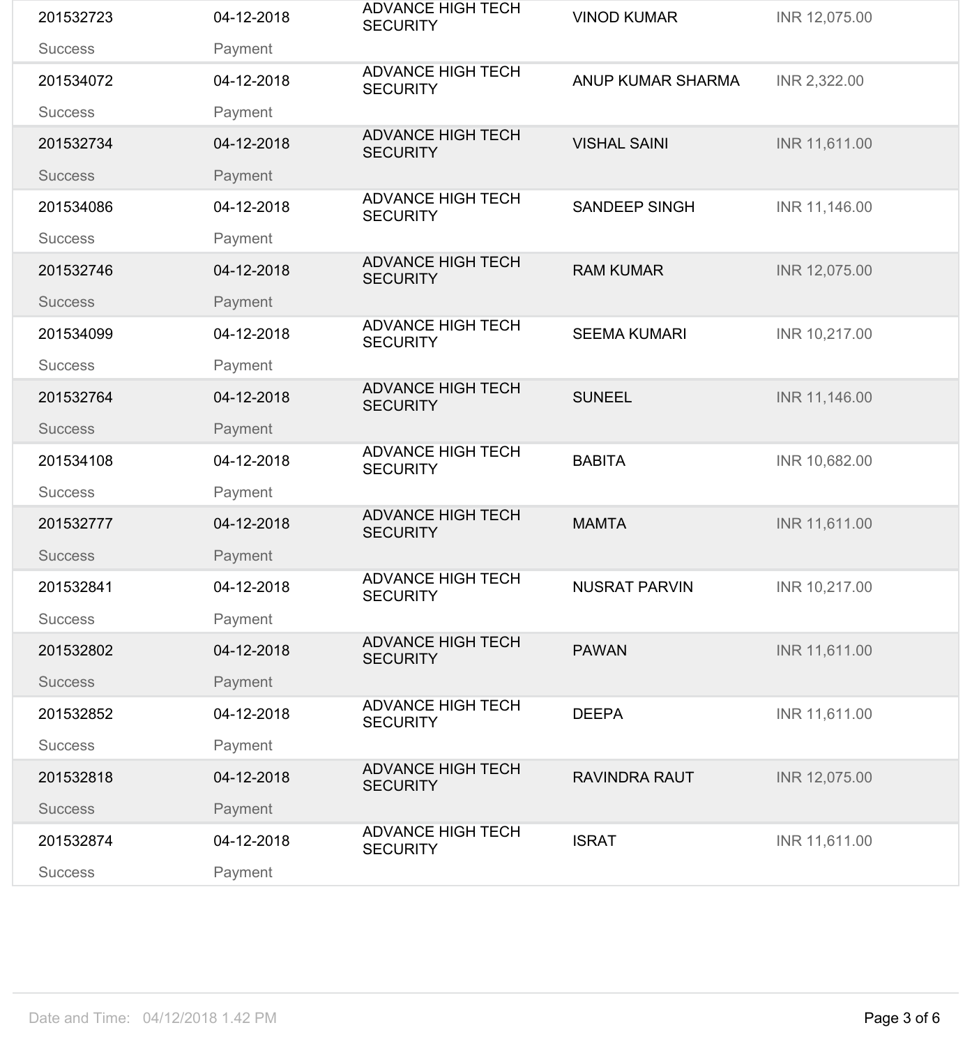| | | | | |
|---|---|---|---|---|
| 201532723<br>Success | 04-12-2018<br>Payment | ADVANCE HIGH TECH SECURITY | VINOD KUMAR | INR 12,075.00 |
| 201534072<br>Success | 04-12-2018<br>Payment | ADVANCE HIGH TECH SECURITY | ANUP KUMAR SHARMA | INR 2,322.00 |
| 201532734<br>Success | 04-12-2018<br>Payment | ADVANCE HIGH TECH SECURITY | VISHAL SAINI | INR 11,611.00 |
| 201534086<br>Success | 04-12-2018<br>Payment | ADVANCE HIGH TECH SECURITY | SANDEEP SINGH | INR 11,146.00 |
| 201532746<br>Success | 04-12-2018<br>Payment | ADVANCE HIGH TECH SECURITY | RAM KUMAR | INR 12,075.00 |
| 201534099<br>Success | 04-12-2018<br>Payment | ADVANCE HIGH TECH SECURITY | SEEMA KUMARI | INR 10,217.00 |
| 201532764<br>Success | 04-12-2018<br>Payment | ADVANCE HIGH TECH SECURITY | SUNEEL | INR 11,146.00 |
| 201534108<br>Success | 04-12-2018<br>Payment | ADVANCE HIGH TECH SECURITY | BABITA | INR 10,682.00 |
| 201532777<br>Success | 04-12-2018<br>Payment | ADVANCE HIGH TECH SECURITY | MAMTA | INR 11,611.00 |
| 201532841<br>Success | 04-12-2018<br>Payment | ADVANCE HIGH TECH SECURITY | NUSRAT PARVIN | INR 10,217.00 |
| 201532802<br>Success | 04-12-2018<br>Payment | ADVANCE HIGH TECH SECURITY | PAWAN | INR 11,611.00 |
| 201532852<br>Success | 04-12-2018<br>Payment | ADVANCE HIGH TECH SECURITY | DEEPA | INR 11,611.00 |
| 201532818<br>Success | 04-12-2018<br>Payment | ADVANCE HIGH TECH SECURITY | RAVINDRA RAUT | INR 12,075.00 |
| 201532874<br>Success | 04-12-2018<br>Payment | ADVANCE HIGH TECH SECURITY | ISRAT | INR 11,611.00 |

Date and Time: 04/12/2018 1.42 PM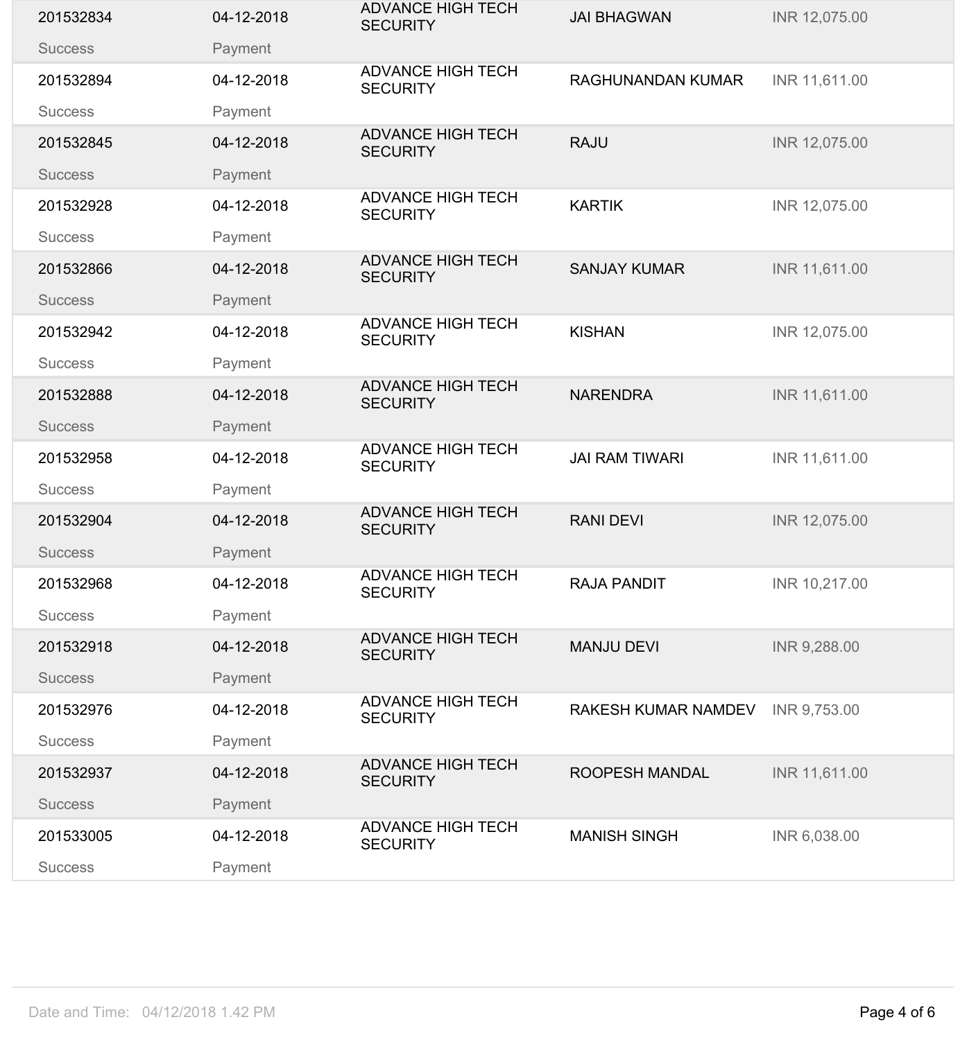| | | | | |
|---|---|---|---|---|
| 201532834<br>Success | 04-12-2018<br>Payment | ADVANCE HIGH TECH SECURITY | JAI BHAGWAN | INR 12,075.00 |
| 201532894<br>Success | 04-12-2018<br>Payment | ADVANCE HIGH TECH SECURITY | RAGHUNANDAN KUMAR | INR 11,611.00 |
| 201532845<br>Success | 04-12-2018<br>Payment | ADVANCE HIGH TECH SECURITY | RAJU | INR 12,075.00 |
| 201532928<br>Success | 04-12-2018<br>Payment | ADVANCE HIGH TECH SECURITY | KARTIK | INR 12,075.00 |
| 201532866<br>Success | 04-12-2018<br>Payment | ADVANCE HIGH TECH SECURITY | SANJAY KUMAR | INR 11,611.00 |
| 201532942<br>Success | 04-12-2018<br>Payment | ADVANCE HIGH TECH SECURITY | KISHAN | INR 12,075.00 |
| 201532888<br>Success | 04-12-2018<br>Payment | ADVANCE HIGH TECH SECURITY | NARENDRA | INR 11,611.00 |
| 201532958<br>Success | 04-12-2018<br>Payment | ADVANCE HIGH TECH SECURITY | JAI RAM TIWARI | INR 11,611.00 |
| 201532904<br>Success | 04-12-2018<br>Payment | ADVANCE HIGH TECH SECURITY | RANI DEVI | INR 12,075.00 |
| 201532968<br>Success | 04-12-2018<br>Payment | ADVANCE HIGH TECH SECURITY | RAJA PANDIT | INR 10,217.00 |
| 201532918<br>Success | 04-12-2018<br>Payment | ADVANCE HIGH TECH SECURITY | MANJU DEVI | INR 9,288.00 |
| 201532976<br>Success | 04-12-2018<br>Payment | ADVANCE HIGH TECH SECURITY | RAKESH KUMAR NAMDEV | INR 9,753.00 |
| 201532937<br>Success | 04-12-2018<br>Payment | ADVANCE HIGH TECH SECURITY | ROOPESH MANDAL | INR 11,611.00 |
| 201533005<br>Success | 04-12-2018<br>Payment | ADVANCE HIGH TECH SECURITY | MANISH SINGH | INR 6,038.00 |

Date and Time: 04/12/2018 1.42 PM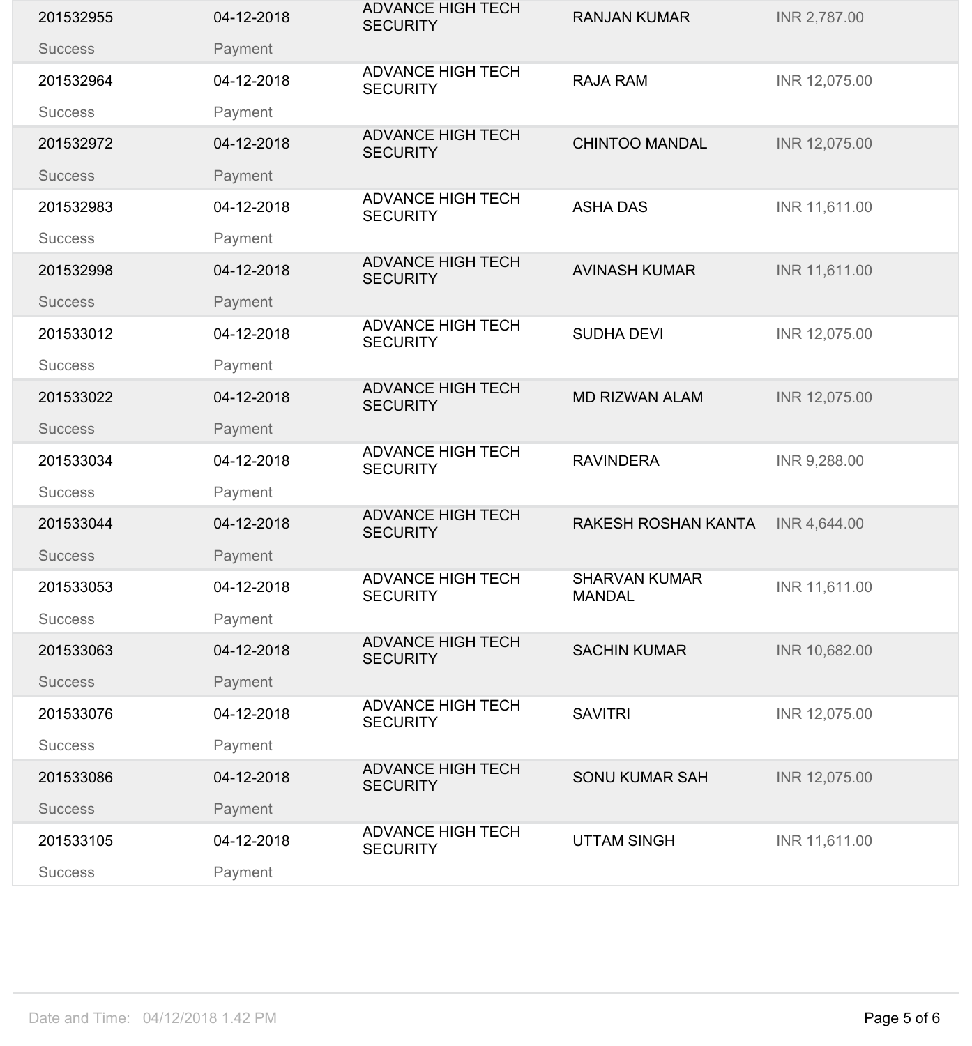| | | | | |
|---|---|---|---|---|
| 201532955<br>Success | 04-12-2018<br>Payment | ADVANCE HIGH TECH SECURITY | RANJAN KUMAR | INR 2,787.00 |
| 201532964<br>Success | 04-12-2018<br>Payment | ADVANCE HIGH TECH SECURITY | RAJA RAM | INR 12,075.00 |
| 201532972<br>Success | 04-12-2018<br>Payment | ADVANCE HIGH TECH SECURITY | CHINTOO MANDAL | INR 12,075.00 |
| 201532983<br>Success | 04-12-2018<br>Payment | ADVANCE HIGH TECH SECURITY | ASHA DAS | INR 11,611.00 |
| 201532998<br>Success | 04-12-2018<br>Payment | ADVANCE HIGH TECH SECURITY | AVINASH KUMAR | INR 11,611.00 |
| 201533012<br>Success | 04-12-2018<br>Payment | ADVANCE HIGH TECH SECURITY | SUDHA DEVI | INR 12,075.00 |
| 201533022<br>Success | 04-12-2018<br>Payment | ADVANCE HIGH TECH SECURITY | MD RIZWAN ALAM | INR 12,075.00 |
| 201533034<br>Success | 04-12-2018<br>Payment | ADVANCE HIGH TECH SECURITY | RAVINDERA | INR 9,288.00 |
| 201533044<br>Success | 04-12-2018<br>Payment | ADVANCE HIGH TECH SECURITY | RAKESH ROSHAN KANTA | INR 4,644.00 |
| 201533053<br>Success | 04-12-2018<br>Payment | ADVANCE HIGH TECH SECURITY | SHARVAN KUMAR MANDAL | INR 11,611.00 |
| 201533063<br>Success | 04-12-2018<br>Payment | ADVANCE HIGH TECH SECURITY | SACHIN KUMAR | INR 10,682.00 |
| 201533076<br>Success | 04-12-2018<br>Payment | ADVANCE HIGH TECH SECURITY | SAVITRI | INR 12,075.00 |
| 201533086<br>Success | 04-12-2018<br>Payment | ADVANCE HIGH TECH SECURITY | SONU KUMAR SAH | INR 12,075.00 |
| 201533105<br>Success | 04-12-2018<br>Payment | ADVANCE HIGH TECH SECURITY | UTTAM SINGH | INR 11,611.00 |

Date and Time: 04/12/2018 1.42 PM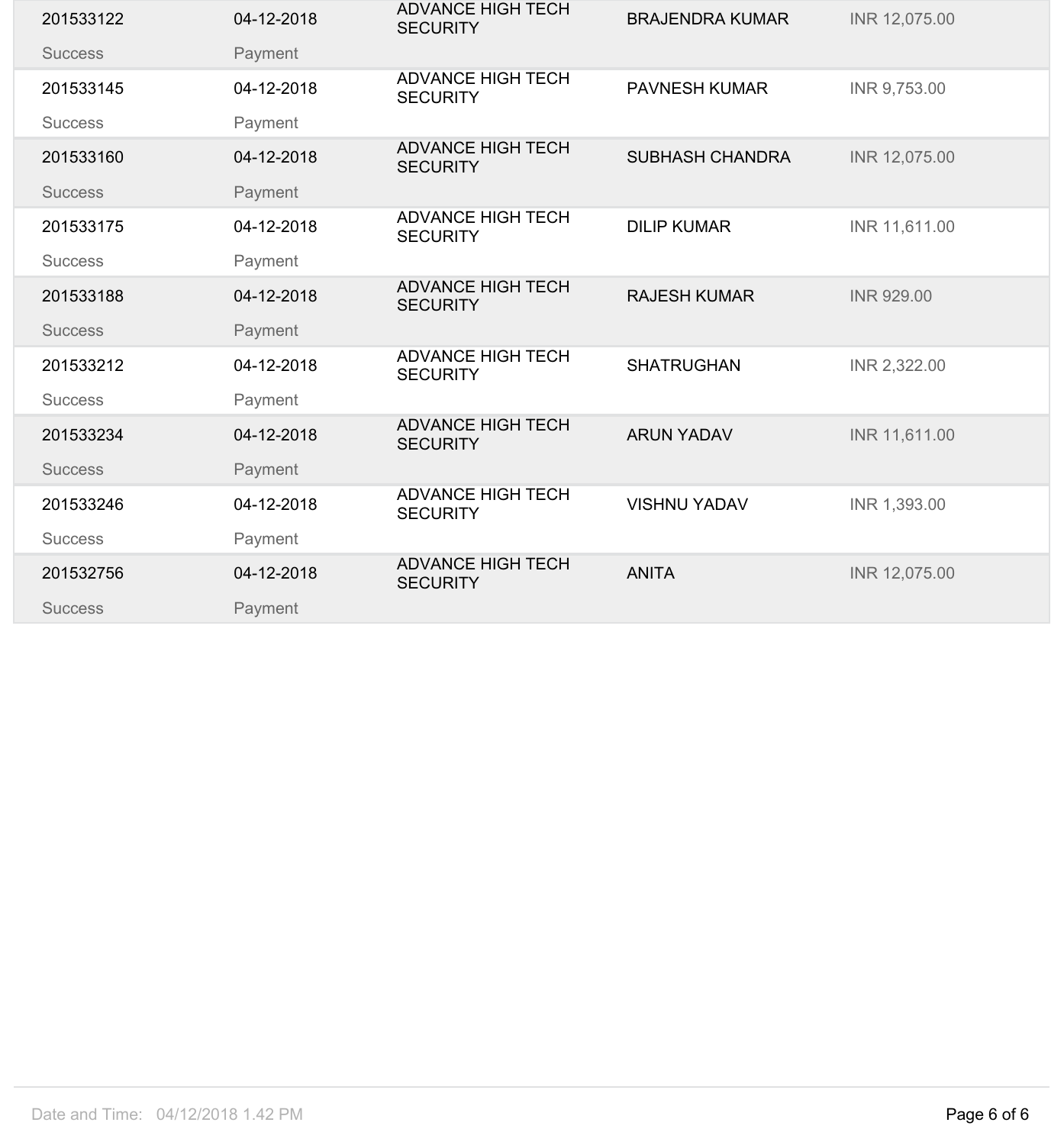| | | | | |
|---|---|---|---|---|
| 201533122<br>Success | 04-12-2018<br>Payment | ADVANCE HIGH TECH SECURITY | BRAJENDRA KUMAR | INR 12,075.00 |
| 201533145<br>Success | 04-12-2018<br>Payment | ADVANCE HIGH TECH SECURITY | PAVNESH KUMAR | INR 9,753.00 |
| 201533160<br>Success | 04-12-2018<br>Payment | ADVANCE HIGH TECH SECURITY | SUBHASH CHANDRA | INR 12,075.00 |
| 201533175<br>Success | 04-12-2018<br>Payment | ADVANCE HIGH TECH SECURITY | DILIP KUMAR | INR 11,611.00 |
| 201533188<br>Success | 04-12-2018<br>Payment | ADVANCE HIGH TECH SECURITY | RAJESH KUMAR | INR 929.00 |
| 201533212<br>Success | 04-12-2018<br>Payment | ADVANCE HIGH TECH SECURITY | SHATRUGHAN | INR 2,322.00 |
| 201533234<br>Success | 04-12-2018<br>Payment | ADVANCE HIGH TECH SECURITY | ARUN YADAV | INR 11,611.00 |
| 201533246<br>Success | 04-12-2018<br>Payment | ADVANCE HIGH TECH SECURITY | VISHNU YADAV | INR 1,393.00 |
| 201532756<br>Success | 04-12-2018<br>Payment | ADVANCE HIGH TECH SECURITY | ANITA | INR 12,075.00 |

Date and Time: 04/12/2018 1.42 PM